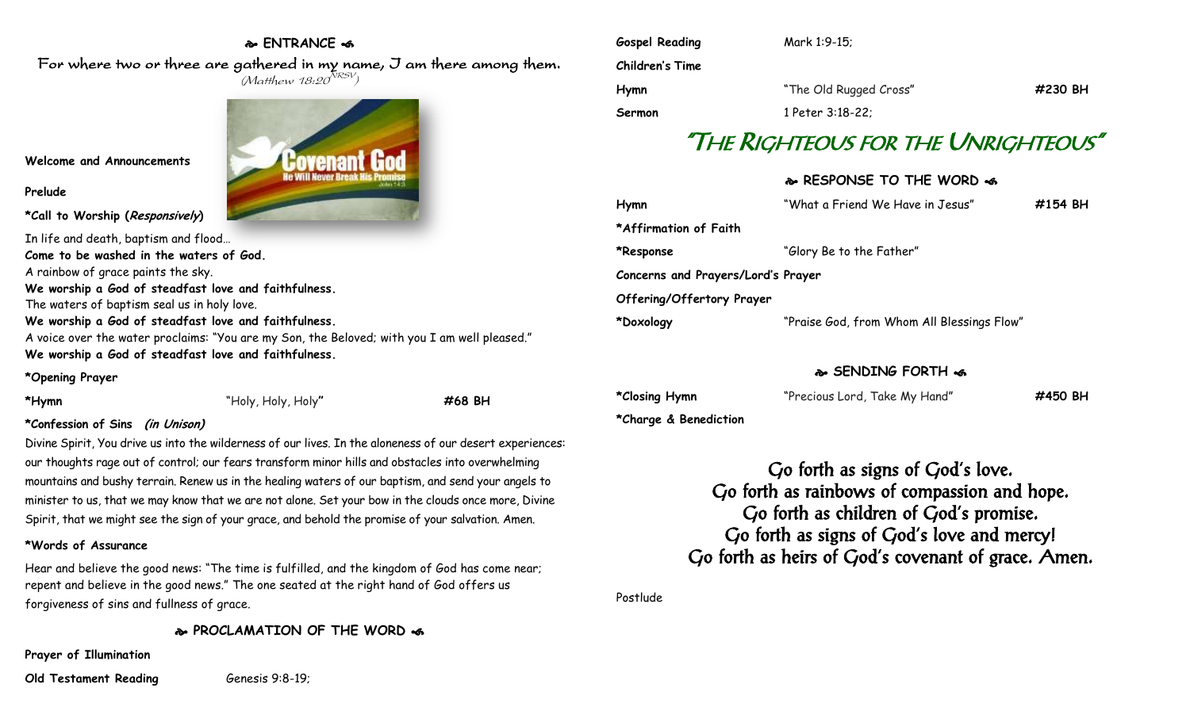## ENTRANCE

For where two or three are gathered in my name, I am there among them.
(Matthew 18:20 NRSV)

**Welcome and Announcements**

**Prelude**

***Call to Worship (*Responsive*)**

In life and death, baptism and flood…
**Come to be washed in the waters of God.**
A rainbow of grace paints the sky.
**We worship a God of steadfast love and faithfulness.**
The waters of baptism seal us in holy love.
**We worship a God of steadfast love and faithfulness.**
A voice over the water proclaims: "You are my Son, the Beloved; with you I am well pleased."
**We worship a God of steadfast love and faithfulness.**

***Opening Prayer**

| | | |
|---|---|---|
| ***Hymn** | "Holy, Holy, Holy" | **#68 BH** |

***Confession of Sins *(in Unison)***

Divine Spirit, You drive us into the wilderness of our lives. In the aloneness of our desert experiences: our thoughts rage out of control; our fears transform minor hills and obstacles into overwhelming mountains and bushy terrain. Renew us in the healing waters of our baptism, and send your angels to minister to us, that we may know that we are not alone. Set your bow in the clouds once more, Divine Spirit, that we might see the sign of your grace, and behold the promise of your salvation. Amen.

***Words of Assurance**

Hear and believe the good news: "The time is fulfilled, and the kingdom of God has come near; repent and believe in the good news." The one seated at the right hand of God offers us forgiveness of sins and fullness of grace.

## PROCLAMATION OF THE WORD

**Prayer of Illumination**

| | | |
|---|---|---|
| **Old Testament Reading** | Genesis 9:8-19; | |
| **Gospel Reading** | Mark 1:9-15; | |
| **Children's Time** | | |
| **Hymn** | "The Old Rugged Cross" | **#230 BH** |
| **Sermon** | 1 Peter 3:18-22; | |

# "The Righteous for the Unrighteous"

## RESPONSE TO THE WORD

| | | |
|---|---|---|
| **Hymn** | "What a Friend We Have in Jesus" | **#154 BH** |
| ***Affirmation of Faith** | | |
| ***Response** | "Glory Be to the Father" | |
| **Concerns and Prayers/Lord's Prayer** | | |
| **Offering/Offertory Prayer** | | |
| ***Doxology** | "Praise God, from Whom All Blessings Flow" | |

## SENDING FORTH

| | | |
|---|---|---|
| ***Closing Hymn** | "Precious Lord, Take My Hand" | **#450 BH** |
| ***Charge & Benediction** | | |

Go forth as signs of God's love.
Go forth as rainbows of compassion and hope.
Go forth as children of God's promise.
Go forth as signs of God's love and mercy!
Go forth as heirs of God's covenant of grace. Amen.

Postlude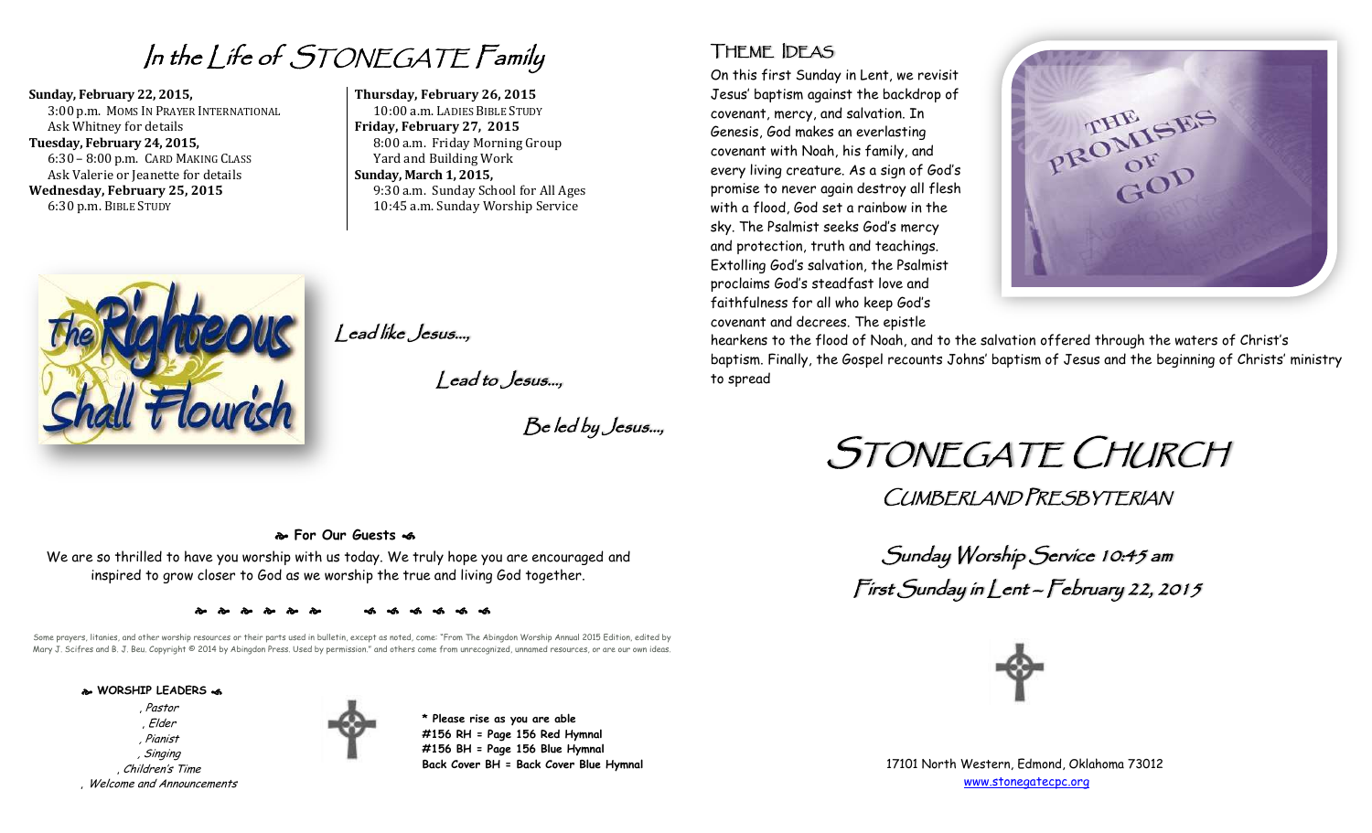# In the Life of STONEGATE Family

**Sunday, February 22, 2015,**
3:00 p.m. MOMS IN PRAYER INTERNATIONAL
Ask Whitney for details

**Tuesday, February 24, 2015,**
6:30 – 8:00 p.m. CARD MAKING CLASS
Ask Valerie or Jeanette for details

**Wednesday, February 25, 2015**
6:30 p.m. BIBLE STUDY

**Thursday, February 26, 2015**
10:00 a.m. LADIES BIBLE STUDY

**Friday, February 27, 2015**
8:00 a.m. Friday Morning Group
Yard and Building Work

**Sunday, March 1, 2015,**
9:30 a.m. Sunday School for All Ages
10:45 a.m. Sunday Worship Service

The Righteous Shall Flourish

*Lead like Jesus...,*

*Lead to Jesus...,*

*Be led by Jesus...,*

**For Our Guests**

We are so thrilled to have you worship with us today. We truly hope you are encouraged and inspired to grow closer to God as we worship the true and living God together.

Some prayers, litanies, and other worship resources or their parts used in bulletin, except as noted, come: "From The Abingdon Worship Annual 2015 Edition, edited by Mary J. Scifres and B. J. Beu. Copyright © 2014 by Abingdon Press. Used by permission." and others come from unrecognized, unnamed resources, or are our own ideas.

**WORSHIP LEADERS**

*, Pastor*
*, Elder*
*, Pianist*
*, Singing*
*, Children's Time*
*, Welcome and Announcements*

**\* Please rise as you are able**
**#156 RH = Page 156 Red Hymnal**
**#156 BH = Page 156 Blue Hymnal**
**Back Cover BH = Back Cover Blue Hymnal**

## THEME IDEAS

On this first Sunday in Lent, we revisit Jesus' baptism against the backdrop of covenant, mercy, and salvation. In Genesis, God makes an everlasting covenant with Noah, his family, and every living creature. As a sign of God's promise to never again destroy all flesh with a flood, God set a rainbow in the sky. The Psalmist seeks God's mercy and protection, truth and teachings. Extolling God's salvation, the Psalmist proclaims God's steadfast love and faithfulness for all who keep God's covenant and decrees. The epistle hearkens to the flood of Noah, and to the salvation offered through the waters of Christ's baptism. Finally, the Gospel recounts Johns' baptism of Jesus and the beginning of Christs' ministry to spread

THE PROMISES OF GOD

# STONEGATE CHURCH

## CUMBERLAND PRESBYTERIAN

*Sunday Worship Service 10:45 am*
*First Sunday in Lent – February 22, 2015*

17101 North Western, Edmond, Oklahoma 73012
www.stonegatecpc.org